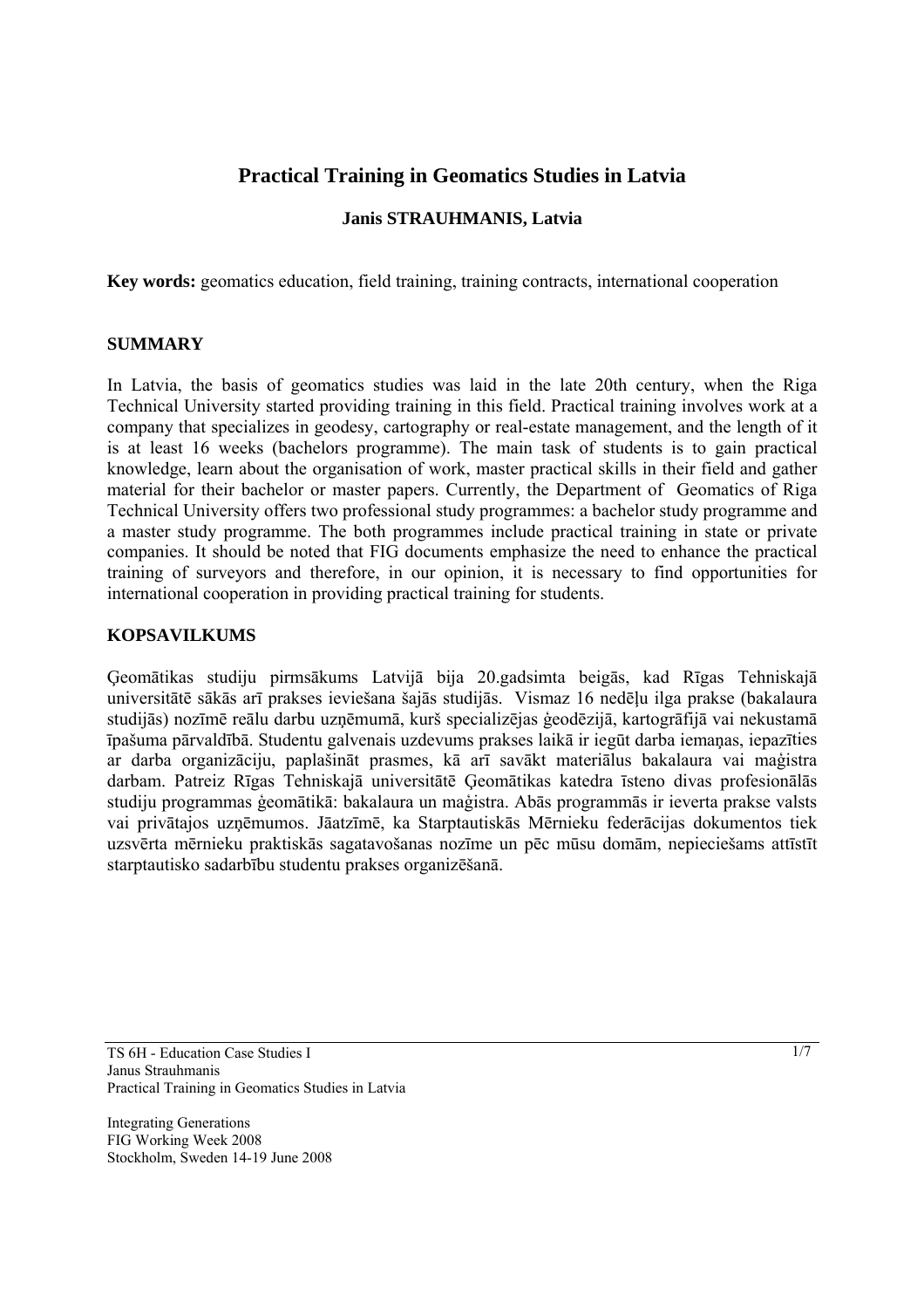# Practical Training in Geomatics Studies in Latvia

**Janis STRAUHMANIS, Latvia**

**Key words:** geomatics education, field training, training contracts, international cooperation

## SUMMARY

In Latvia, the basis of geomatics studies was laid in the late 20th century, when the Riga Technical University started providing training in this field. Practical training involves work at a company that specializes in geodesy, cartography or real-estate management, and the length of it is at least 16 weeks (bachelors programme). The main task of students is to gain practical knowledge, learn about the organisation of work, master practical skills in their field and gather material for their bachelor or master papers. Currently, the Department of Geomatics of Riga Technical University offers two professional study programmes: a bachelor study programme and a master study programme. The both programmes include practical training in state or private companies. It should be noted that FIG documents emphasize the need to enhance the practical training of surveyors and therefore, in our opinion, it is necessary to find opportunities for international cooperation in providing practical training for students.

## KOPSAVILKUMS

Ģeomātikas studiju pirmsākums Latvijā bija 20.gadsimta beigās, kad Rīgas Tehniskajā universitātē sākās arī prakses ieviešana šajās studijās. Vismaz 16 nedēļu ilga prakse (bakalaura studijās) nozīmē reālu darbu uzņēmumā, kurš specializējas ģeodēzijā, kartogrāfijā vai nekustamā īpašuma pārvaldībā. Studentu galvenais uzdevums prakses laikā ir iegūt darba iemaņas, iepazīties ar darba organizāciju, paplašināt prasmes, kā arī savākt materiālus bakalaura vai maģistra darbam. Patreiz Rīgas Tehniskajā universitātē Ģeomātikas katedra īsteno divas profesionālās studiju programmas ģeomātikā: bakalaura un maģistra. Abās programmās ir ieverta prakse valsts vai privātajos uzņēmumos. Jāatzīmē, ka Starptautiskās Mērnieku federācijas dokumentos tiek uzsvērta mērnieku praktiskās sagatavošanas nozīme un pēc mūsu domām, nepieciešams attīstīt starptautisko sadarbību studentu prakses organizēšanā.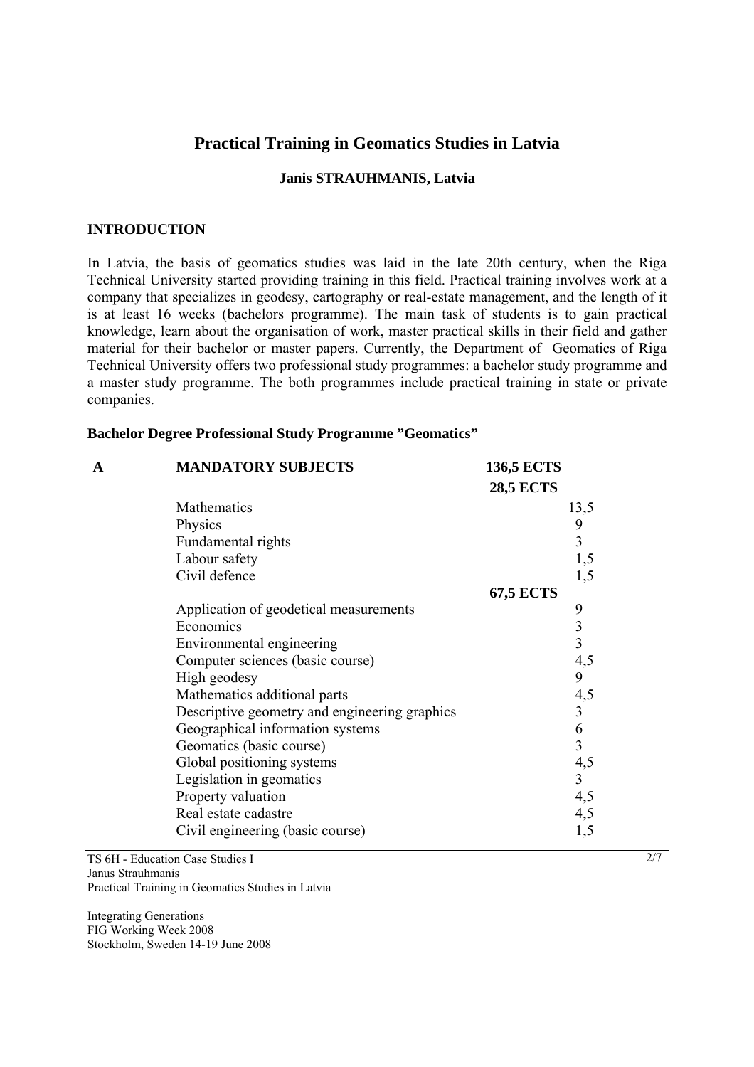# Practical Training in Geomatics Studies in Latvia

**Janis STRAUHMANIS, Latvia**

## INTRODUCTION

In Latvia, the basis of geomatics studies was laid in the late 20th century, when the Riga Technical University started providing training in this field. Practical training involves work at a company that specializes in geodesy, cartography or real-estate management, and the length of it is at least 16 weeks (bachelors programme). The main task of students is to gain practical knowledge, learn about the organisation of work, master practical skills in their field and gather material for their bachelor or master papers. Currently, the Department of Geomatics of Riga Technical University offers two professional study programmes: a bachelor study programme and a master study programme. The both programmes include practical training in state or private companies.

### Bachelor Degree Professional Study Programme "Geomatics"

| | | | |
|---|---|---|---|
| **A** | **MANDATORY SUBJECTS** | **136,5 ECTS** | |
| | | **28,5 ECTS** | |
| | Mathematics | | 13,5 |
| | Physics | | 9 |
| | Fundamental rights | | 3 |
| | Labour safety | | 1,5 |
| | Civil defence | | 1,5 |
| | | **67,5 ECTS** | |
| | Application of geodetical measurements | | 9 |
| | Economics | | 3 |
| | Environmental engineering | | 3 |
| | Computer sciences (basic course) | | 4,5 |
| | High geodesy | | 9 |
| | Mathematics additional parts | | 4,5 |
| | Descriptive geometry and engineering graphics | | 3 |
| | Geographical information systems | | 6 |
| | Geomatics (basic course) | | 3 |
| | Global positioning systems | | 4,5 |
| | Legislation in geomatics | | 3 |
| | Property valuation | | 4,5 |
| | Real estate cadastre | | 4,5 |
| | Civil engineering (basic course) | | 1,5 |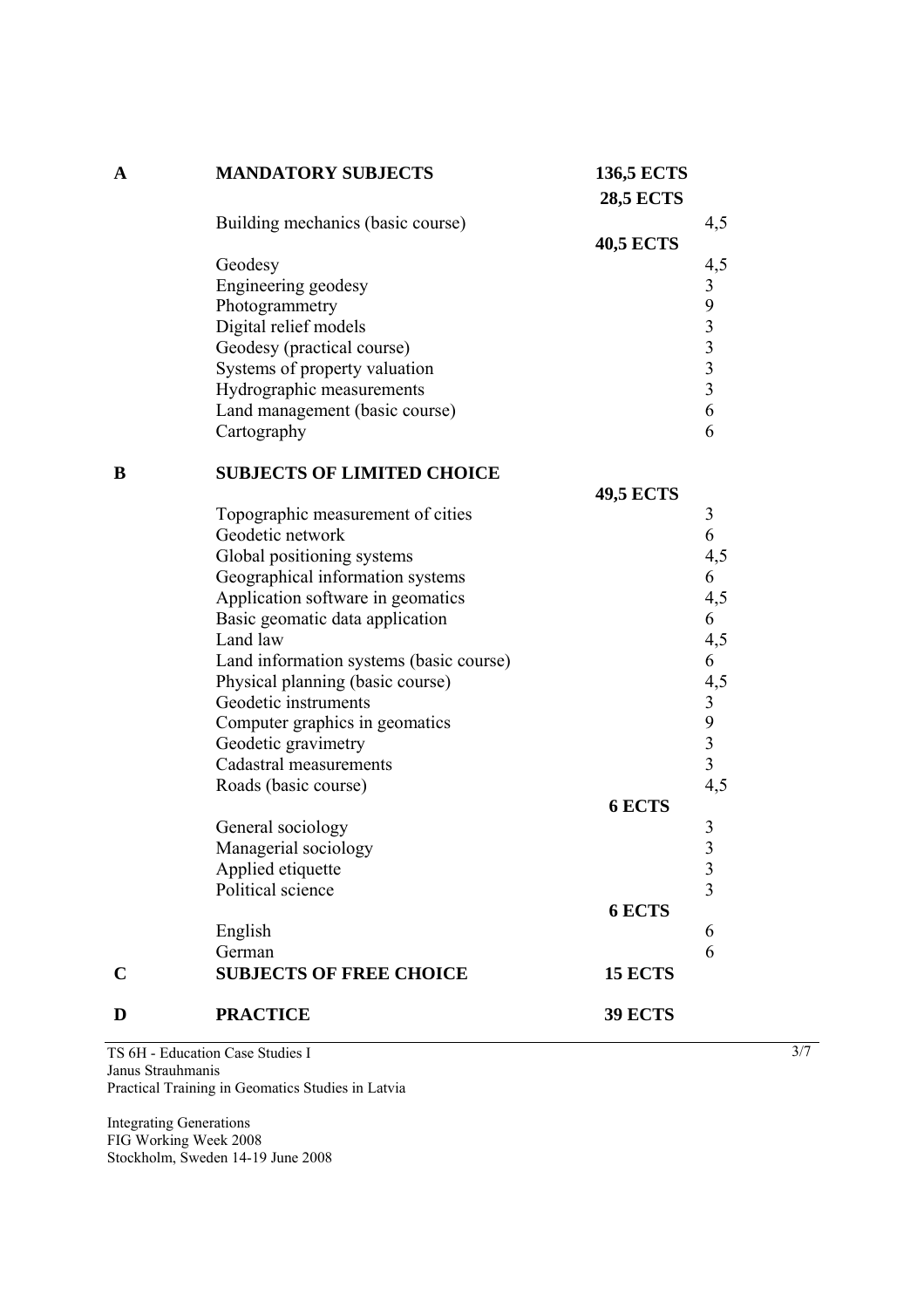| | | | |
|---|---|---|---|
| **A** | **MANDATORY SUBJECTS** | **136,5 ECTS** | |
| | | **28,5 ECTS** | |
| | Building mechanics (basic course) | | 4,5 |
| | | **40,5 ECTS** | |
| | Geodesy | | 4,5 |
| | Engineering geodesy | | 3 |
| | Photogrammetry | | 9 |
| | Digital relief models | | 3 |
| | Geodesy (practical course) | | 3 |
| | Systems of property valuation | | 3 |
| | Hydrographic measurements | | 3 |
| | Land management (basic course) | | 6 |
| | Cartography | | 6 |
| **B** | **SUBJECTS OF LIMITED CHOICE** | | |
| | | **49,5 ECTS** | |
| | Topographic measurement of cities | | 3 |
| | Geodetic network | | 6 |
| | Global positioning systems | | 4,5 |
| | Geographical information systems | | 6 |
| | Application software in geomatics | | 4,5 |
| | Basic geomatic data application | | 6 |
| | Land law | | 4,5 |
| | Land information systems (basic course) | | 6 |
| | Physical planning (basic course) | | 4,5 |
| | Geodetic instruments | | 3 |
| | Computer graphics in geomatics | | 9 |
| | Geodetic gravimetry | | 3 |
| | Cadastral measurements | | 3 |
| | Roads (basic course) | | 4,5 |
| | | **6 ECTS** | |
| | General sociology | | 3 |
| | Managerial sociology | | 3 |
| | Applied etiquette | | 3 |
| | Political science | | 3 |
| | | **6 ECTS** | |
| | English | | 6 |
| | German | | 6 |
| **C** | **SUBJECTS OF FREE CHOICE** | **15 ECTS** | |
| **D** | **PRACTICE** | **39 ECTS** | |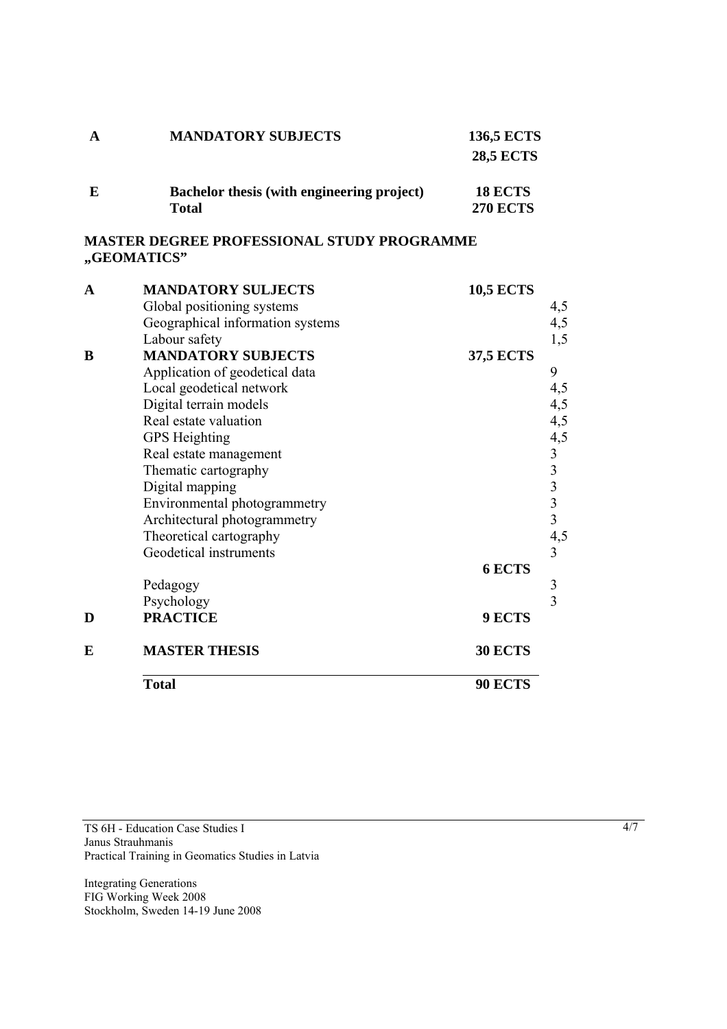| | | | |
|---|---|---|---|
| **A** | **MANDATORY SUBJECTS** | **136,5 ECTS** | |
| | | **28,5 ECTS** | |
| **E** | **Bachelor thesis (with engineering project)** | **18 ECTS** | |
| | **Total** | **270 ECTS** | |

## MASTER DEGREE PROFESSIONAL STUDY PROGRAMME „GEOMATICS"

| | | | |
|---|---|---|---|
| **A** | **MANDATORY SULJECTS** | **10,5 ECTS** | |
| | Global positioning systems | | 4,5 |
| | Geographical information systems | | 4,5 |
| | Labour safety | | 1,5 |
| **B** | **MANDATORY SUBJECTS** | **37,5 ECTS** | |
| | Application of geodetical data | | 9 |
| | Local geodetical network | | 4,5 |
| | Digital terrain models | | 4,5 |
| | Real estate valuation | | 4,5 |
| | GPS Heighting | | 4,5 |
| | Real estate management | | 3 |
| | Thematic cartography | | 3 |
| | Digital mapping | | 3 |
| | Environmental photogrammetry | | 3 |
| | Architectural photogrammetry | | 3 |
| | Theoretical cartography | | 4,5 |
| | Geodetical instruments | | 3 |
| | | **6 ECTS** | |
| | Pedagogy | | 3 |
| | Psychology | | 3 |
| **D** | **PRACTICE** | **9 ECTS** | |
| **E** | **MASTER THESIS** | **30 ECTS** | |
| | **Total** | **90 ECTS** | |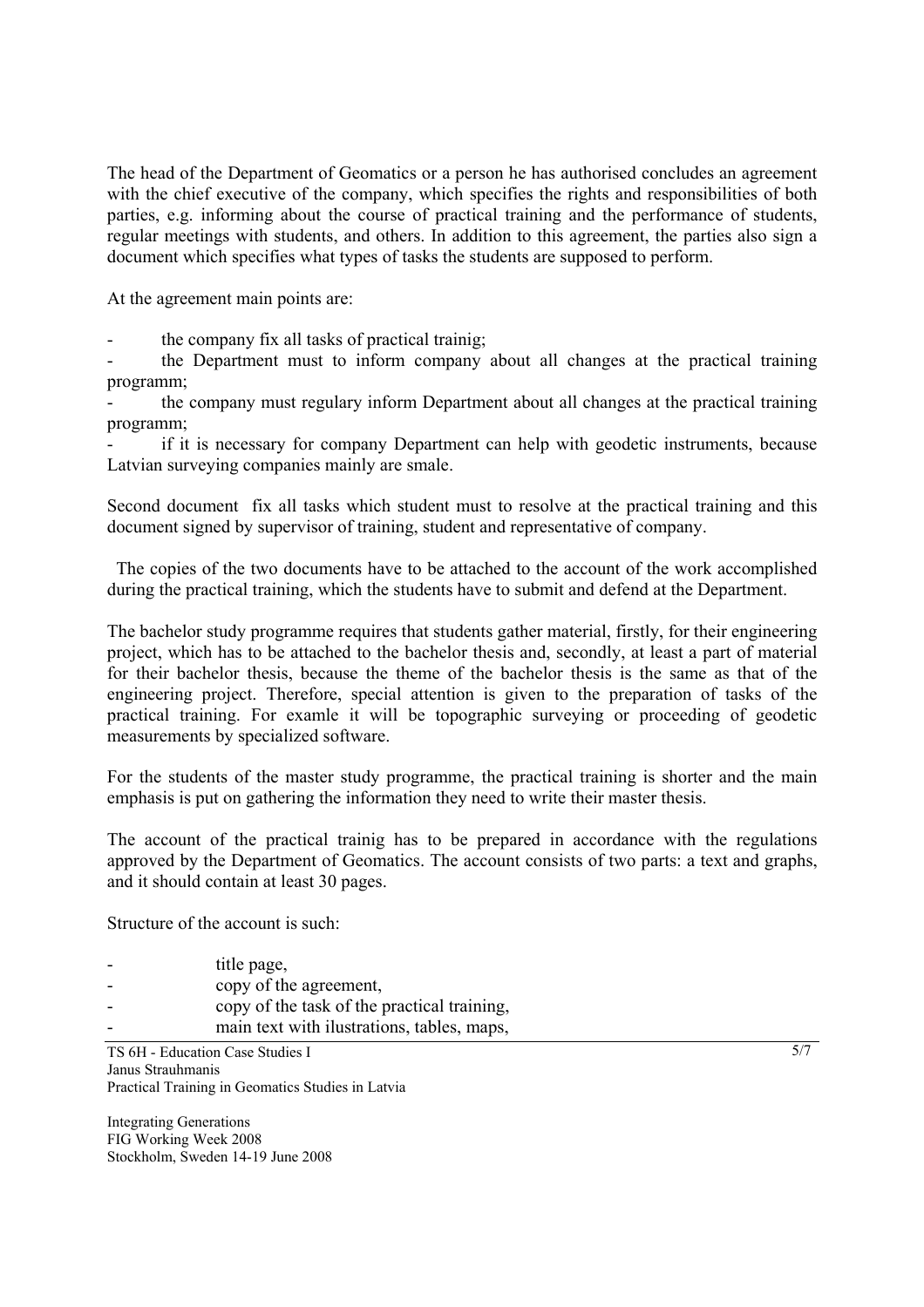The head of the Department of Geomatics or a person he has authorised concludes an agreement with the chief executive of the company, which specifies the rights and responsibilities of both parties, e.g. informing about the course of practical training and the performance of students, regular meetings with students, and others. In addition to this agreement, the parties also sign a document which specifies what types of tasks the students are supposed to perform.

At the agreement main points are:

- the company fix all tasks of practical trainig;
- the Department must to inform company about all changes at the practical training programm;
- the company must regulary inform Department about all changes at the practical training programm;
- if it is necessary for company Department can help with geodetic instruments, because Latvian surveying companies mainly are smale.

Second document fix all tasks which student must to resolve at the practical training and this document signed by supervisor of training, student and representative of company.

The copies of the two documents have to be attached to the account of the work accomplished during the practical training, which the students have to submit and defend at the Department.

The bachelor study programme requires that students gather material, firstly, for their engineering project, which has to be attached to the bachelor thesis and, secondly, at least a part of material for their bachelor thesis, because the theme of the bachelor thesis is the same as that of the engineering project. Therefore, special attention is given to the preparation of tasks of the practical training. For examle it will be topographic surveying or proceeding of geodetic measurements by specialized software.

For the students of the master study programme, the practical training is shorter and the main emphasis is put on gathering the information they need to write their master thesis.

The account of the practical trainig has to be prepared in accordance with the regulations approved by the Department of Geomatics. The account consists of two parts: a text and graphs, and it should contain at least 30 pages.

Structure of the account is such:

- title page,
- copy of the agreement,
- copy of the task of the practical training,
- main text with ilustrations, tables, maps,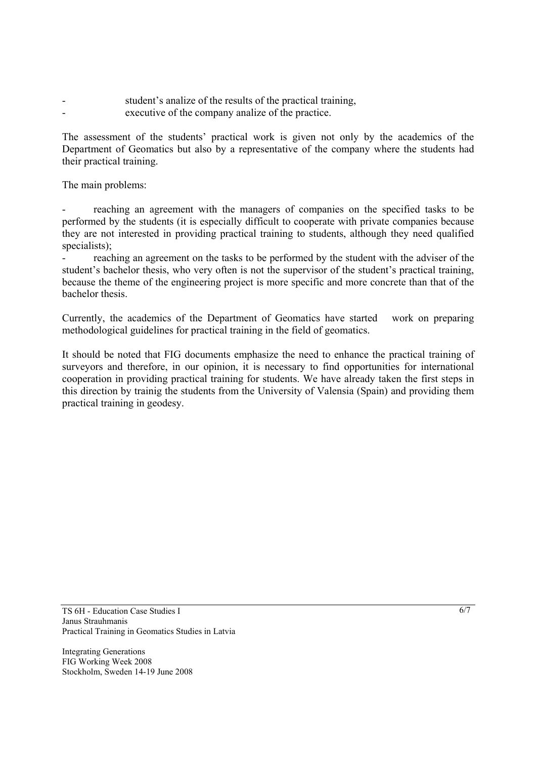- student's analize of the results of the practical training,
- executive of the company analize of the practice.

The assessment of the students' practical work is given not only by the academics of the Department of Geomatics but also by a representative of the company where the students had their practical training.

The main problems:

- reaching an agreement with the managers of companies on the specified tasks to be performed by the students (it is especially difficult to cooperate with private companies because they are not interested in providing practical training to students, although they need qualified specialists);
- reaching an agreement on the tasks to be performed by the student with the adviser of the student's bachelor thesis, who very often is not the supervisor of the student's practical training, because the theme of the engineering project is more specific and more concrete than that of the bachelor thesis.

Currently, the academics of the Department of Geomatics have started work on preparing methodological guidelines for practical training in the field of geomatics.

It should be noted that FIG documents emphasize the need to enhance the practical training of surveyors and therefore, in our opinion, it is necessary to find opportunities for international cooperation in providing practical training for students. We have already taken the first steps in this direction by trainig the students from the University of Valensia (Spain) and providing them practical training in geodesy.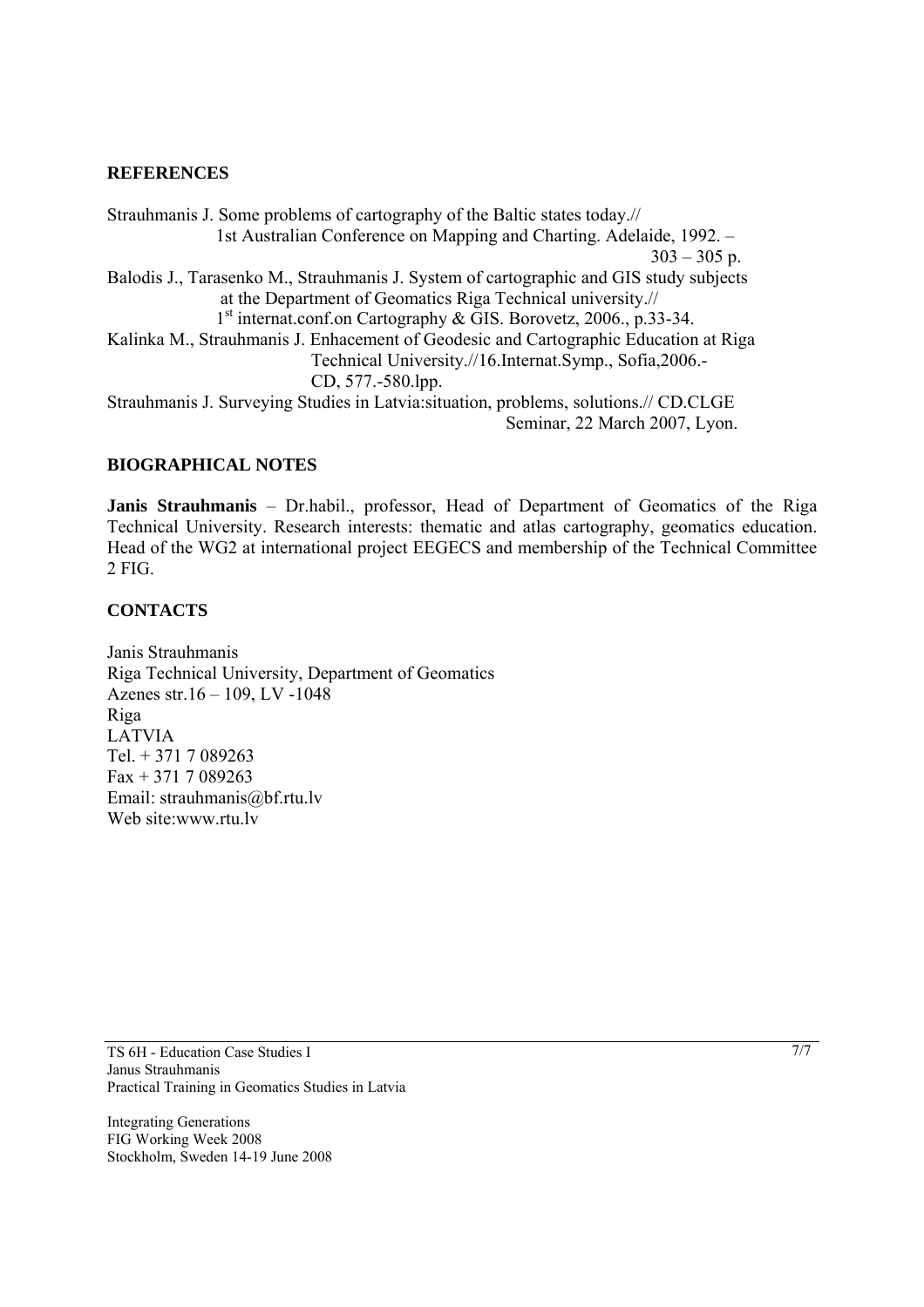## REFERENCES

Strauhmanis J. Some problems of cartography of the Baltic states today.// 1st Australian Conference on Mapping and Charting. Adelaide, 1992. – 303 – 305 p.

Balodis J., Tarasenko M., Strauhmanis J. System of cartographic and GIS study subjects at the Department of Geomatics Riga Technical university.// 1st internat.conf.on Cartography & GIS. Borovetz, 2006., p.33-34.

Kalinka M., Strauhmanis J. Enhacement of Geodesic and Cartographic Education at Riga Technical University.//16.Internat.Symp., Sofia,2006.- CD, 577.-580.lpp.

Strauhmanis J. Surveying Studies in Latvia:situation, problems, solutions.// CD.CLGE Seminar, 22 March 2007, Lyon.

## BIOGRAPHICAL NOTES

**Janis Strauhmanis** – Dr.habil., professor, Head of Department of Geomatics of the Riga Technical University. Research interests: thematic and atlas cartography, geomatics education. Head of the WG2 at international project EEGECS and membership of the Technical Committee 2 FIG.

## CONTACTS

Janis Strauhmanis
Riga Technical University, Department of Geomatics
Azenes str.16 – 109, LV -1048
Riga
LATVIA
Tel. + 371 7 089263
Fax + 371 7 089263
Email: strauhmanis@bf.rtu.lv
Web site:www.rtu.lv